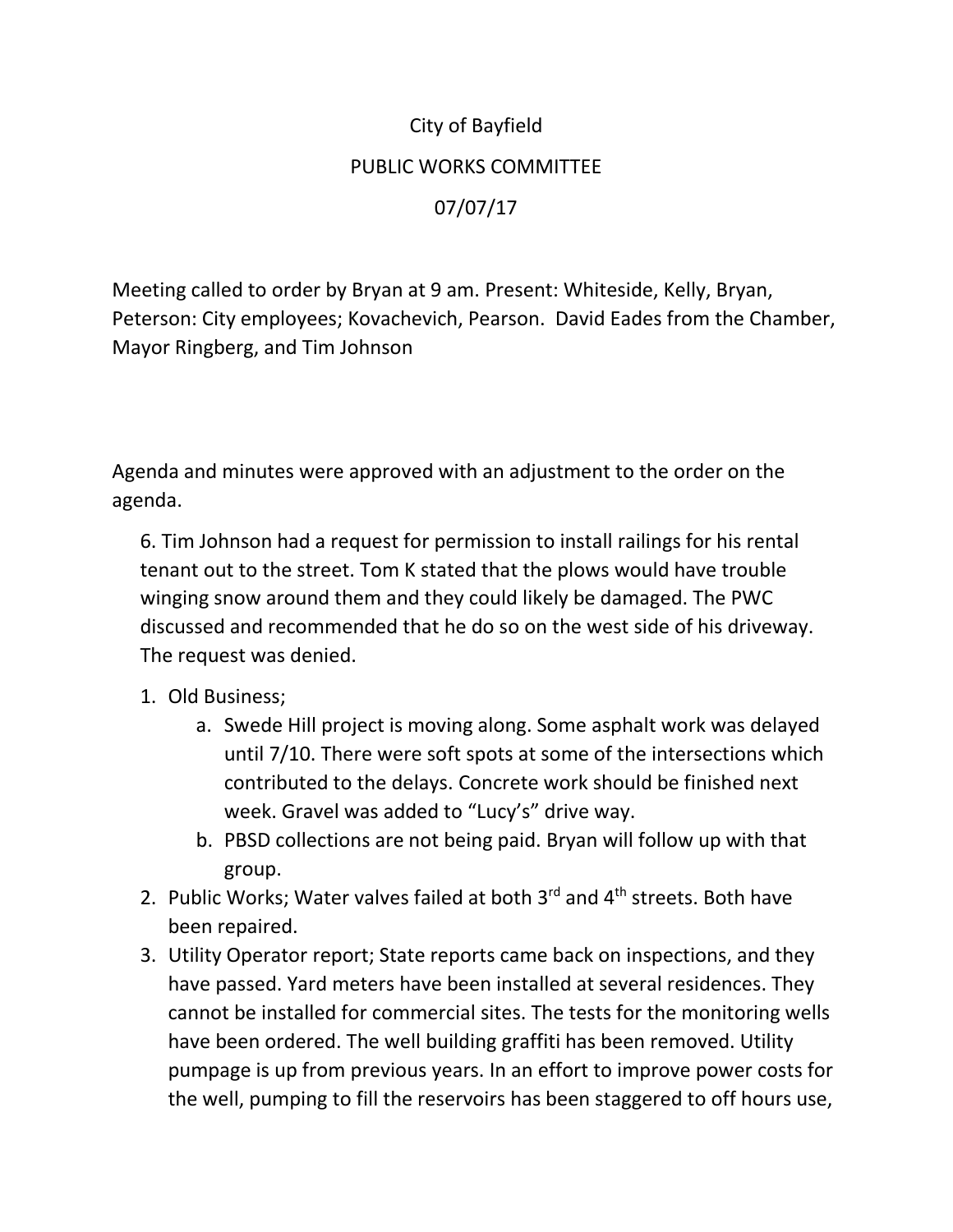City of Bayfield

PUBLIC WORKS COMMITTEE

07/07/17

Meeting called to order by Bryan at 9 am. Present: Whiteside, Kelly, Bryan, Peterson: City employees; Kovachevich, Pearson. David Eades from the Chamber, Mayor Ringberg, and Tim Johnson

Agenda and minutes were approved with an adjustment to the order on the agenda.

6. Tim Johnson had a request for permission to install railings for his rental tenant out to the street. Tom K stated that the plows would have trouble winging snow around them and they could likely be damaged. The PWC discussed and recommended that he do so on the west side of his driveway. The request was denied.

1. Old Business;
   a. Swede Hill project is moving along. Some asphalt work was delayed until 7/10. There were soft spots at some of the intersections which contributed to the delays. Concrete work should be finished next week. Gravel was added to "Lucy's" drive way.
   b. PBSD collections are not being paid. Bryan will follow up with that group.
2. Public Works; Water valves failed at both 3rd and 4th streets. Both have been repaired.
3. Utility Operator report; State reports came back on inspections, and they have passed. Yard meters have been installed at several residences. They cannot be installed for commercial sites. The tests for the monitoring wells have been ordered. The well building graffiti has been removed. Utility pumpage is up from previous years. In an effort to improve power costs for the well, pumping to fill the reservoirs has been staggered to off hours use,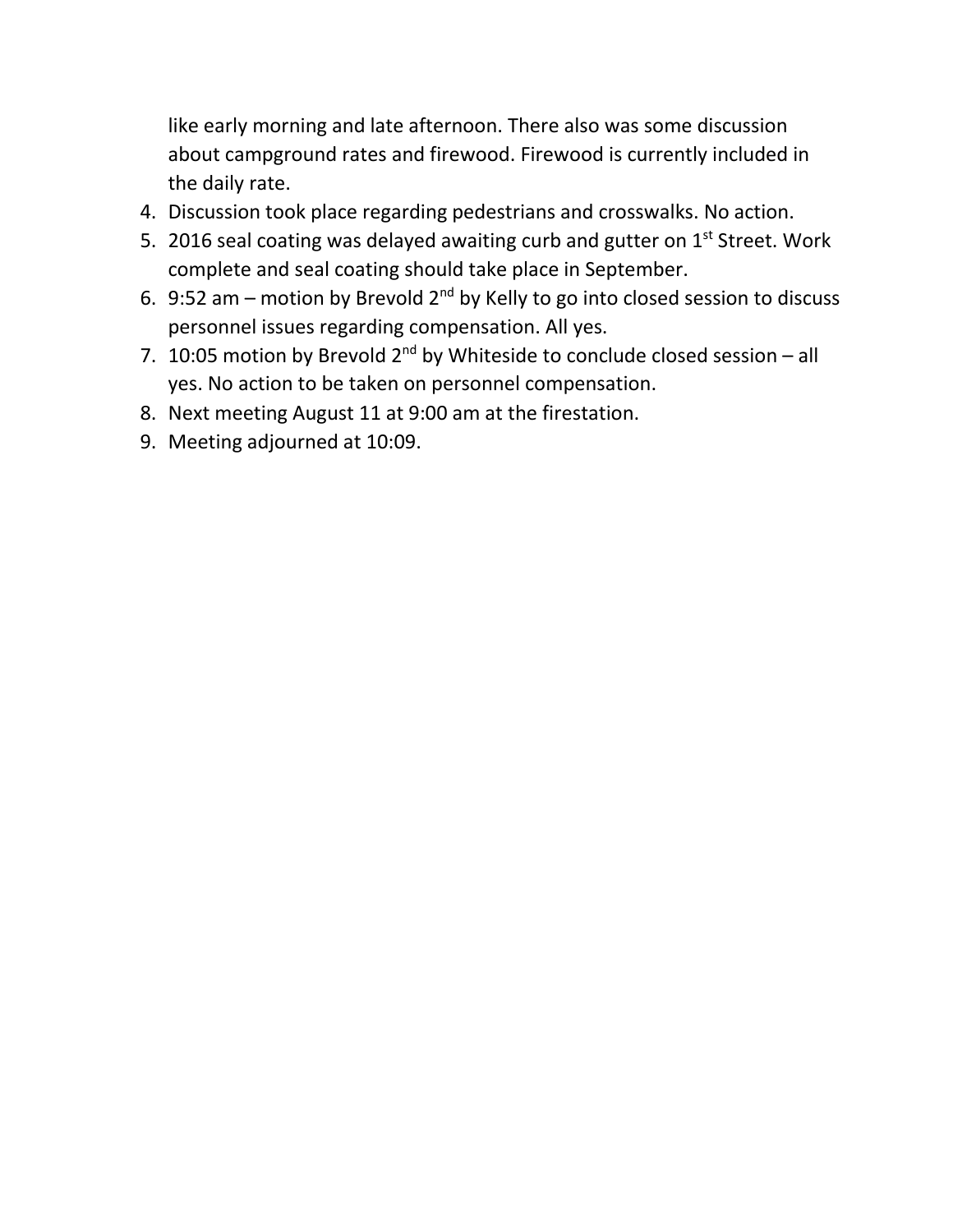like early morning and late afternoon. There also was some discussion about campground rates and firewood. Firewood is currently included in the daily rate.

4. Discussion took place regarding pedestrians and crosswalks. No action.
5. 2016 seal coating was delayed awaiting curb and gutter on 1st Street. Work complete and seal coating should take place in September.
6. 9:52 am – motion by Brevold 2nd by Kelly to go into closed session to discuss personnel issues regarding compensation. All yes.
7. 10:05 motion by Brevold 2nd by Whiteside to conclude closed session – all yes. No action to be taken on personnel compensation.
8. Next meeting August 11 at 9:00 am at the firestation.
9. Meeting adjourned at 10:09.